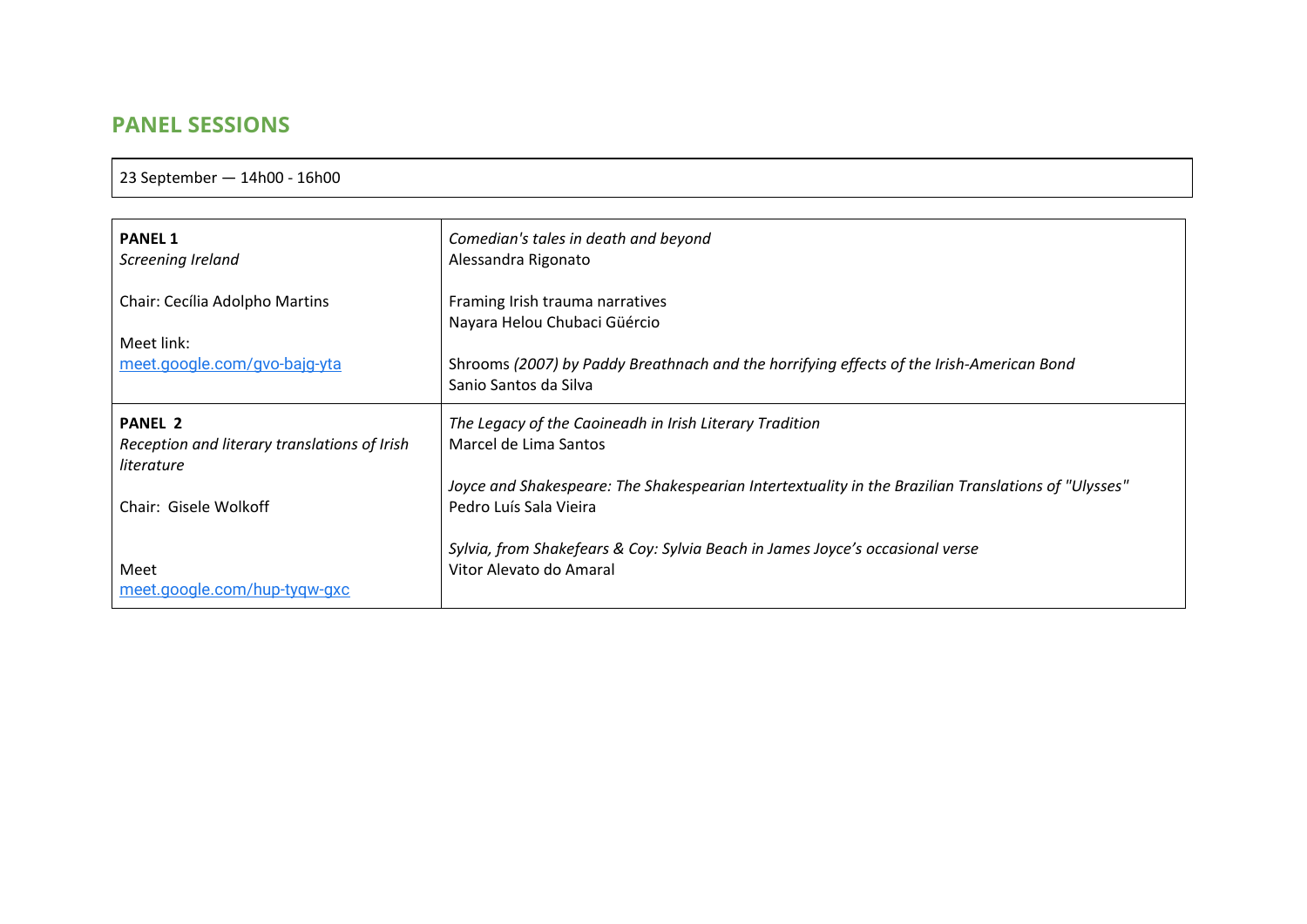## PANEL SESSIONS

| 23 September — 14h00 - 16h00 |
|---|

| | |
|---|---|
| **PANEL 1**<br>*Screening Ireland*<br><br>Chair: Cecília Adolpho Martins<br><br>Meet link:<br>meet.google.com/gvo-bajg-yta | *Comedian's tales in death and beyond*<br>Alessandra Rigonato<br><br>Framing Irish trauma narratives<br>Nayara Helou Chubaci Güércio<br><br>Shrooms *(2007) by Paddy Breathnach and the horrifying effects of the Irish-American Bond*<br>Sanio Santos da Silva |
| **PANEL 2**<br>*Reception and literary translations of Irish literature*<br><br>Chair: Gisele Wolkoff<br><br>Meet<br>meet.google.com/hup-tyqw-gxc | *The Legacy of the Caoineadh in Irish Literary Tradition*<br>Marcel de Lima Santos<br><br>*Joyce and Shakespeare: The Shakespearian Intertextuality in the Brazilian Translations of "Ulysses"*<br>Pedro Luís Sala Vieira<br><br>*Sylvia, from Shakefears & Coy: Sylvia Beach in James Joyce's occasional verse*<br>Vitor Alevato do Amaral |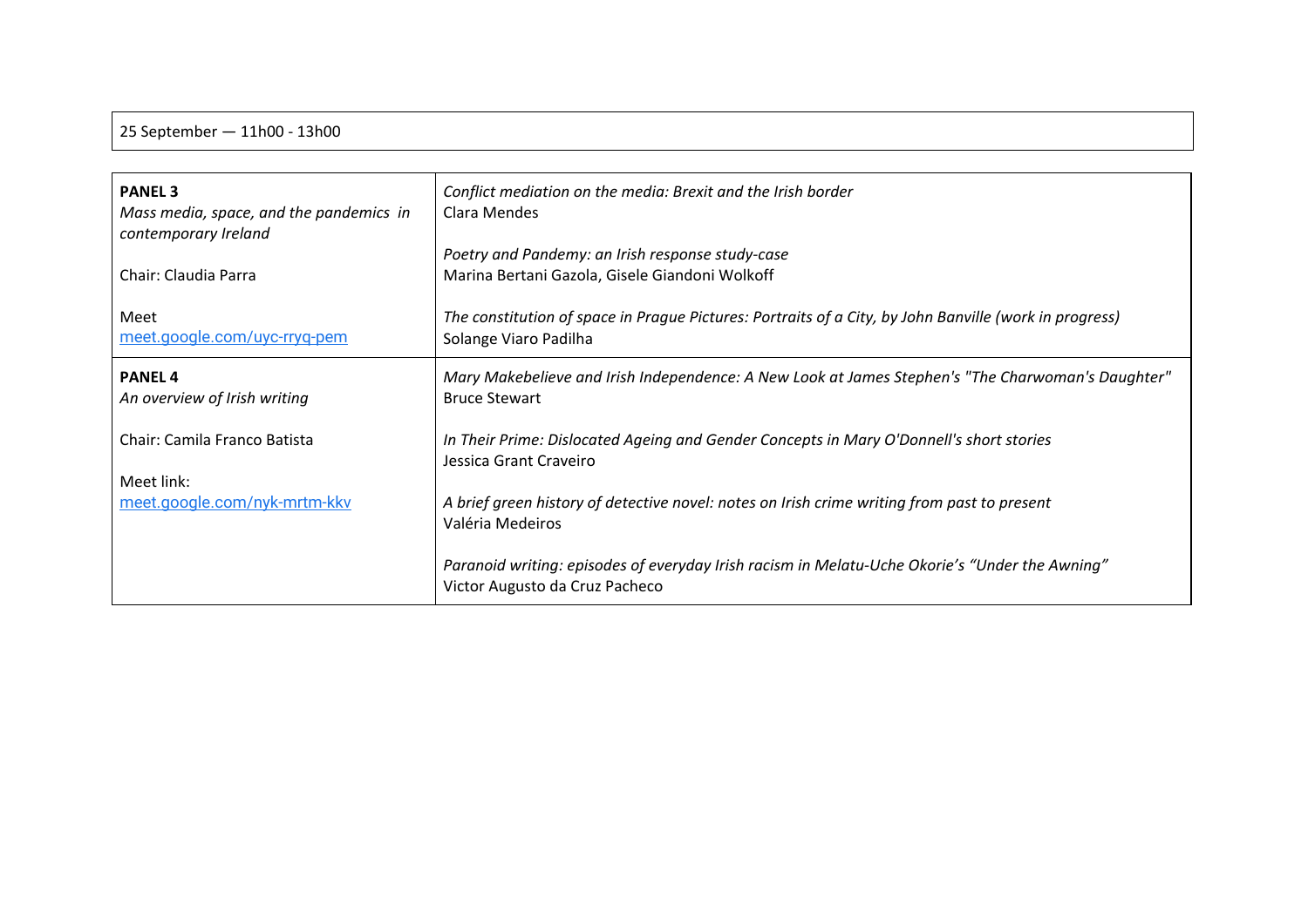25 September — 11h00 - 13h00

| | |
|---|---|
| **PANEL 3**<br>*Mass media, space, and the pandemics in contemporary Ireland*<br><br>Chair: Claudia Parra<br><br>Meet<br>meet.google.com/uyc-rryq-pem | *Conflict mediation on the media: Brexit and the Irish border*<br>Clara Mendes<br><br>*Poetry and Pandemy: an Irish response study-case*<br>Marina Bertani Gazola, Gisele Giandoni Wolkoff<br><br>*The constitution of space in Prague Pictures: Portraits of a City, by John Banville (work in progress)*<br>Solange Viaro Padilha |
| **PANEL 4**<br>*An overview of Irish writing*<br><br>Chair: Camila Franco Batista<br><br>Meet link:<br>meet.google.com/nyk-mrtm-kkv | *Mary Makebelieve and Irish Independence: A New Look at James Stephen's "The Charwoman's Daughter"*<br>Bruce Stewart<br><br>*In Their Prime: Dislocated Ageing and Gender Concepts in Mary O'Donnell's short stories*<br>Jessica Grant Craveiro<br><br>*A brief green history of detective novel: notes on Irish crime writing from past to present*<br>Valéria Medeiros<br><br>*Paranoid writing: episodes of everyday Irish racism in Melatu-Uche Okorie's "Under the Awning"*<br>Victor Augusto da Cruz Pacheco |